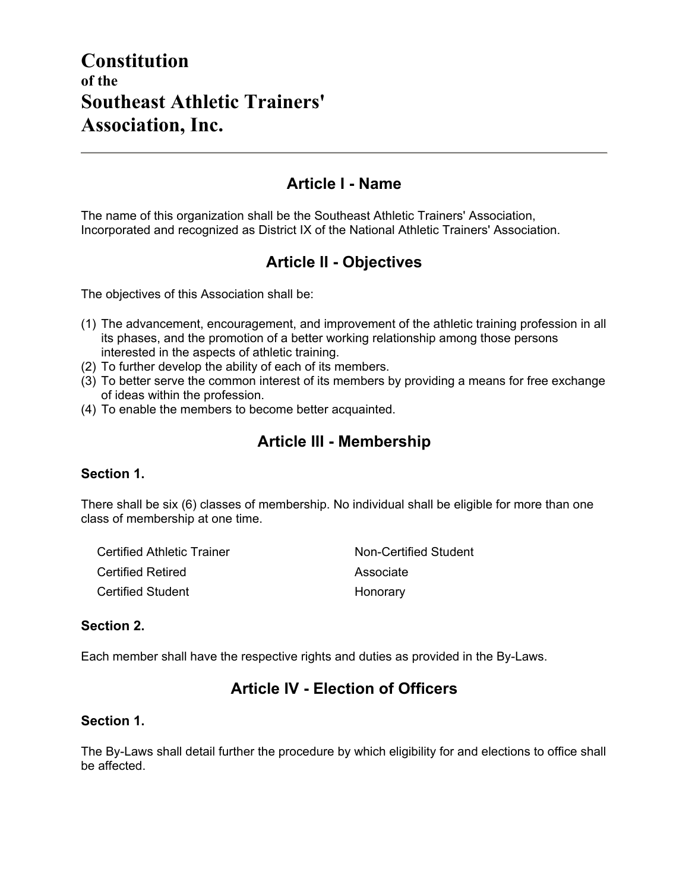# Constitution
### of the
# Southeast Athletic Trainers' Association, Inc.

---

## Article I - Name

The name of this organization shall be the Southeast Athletic Trainers' Association, Incorporated and recognized as District IX of the National Athletic Trainers' Association.

## Article II - Objectives

The objectives of this Association shall be:

(1) The advancement, encouragement, and improvement of the athletic training profession in all its phases, and the promotion of a better working relationship among those persons interested in the aspects of athletic training.
(2) To further develop the ability of each of its members.
(3) To better serve the common interest of its members by providing a means for free exchange of ideas within the profession.
(4) To enable the members to become better acquainted.

## Article III - Membership

### Section 1.

There shall be six (6) classes of membership. No individual shall be eligible for more than one class of membership at one time.

| | |
|---|---|
| Certified Athletic Trainer | Non-Certified Student |
| Certified Retired | Associate |
| Certified Student | Honorary |

### Section 2.

Each member shall have the respective rights and duties as provided in the By-Laws.

## Article IV - Election of Officers

### Section 1.

The By-Laws shall detail further the procedure by which eligibility for and elections to office shall be affected.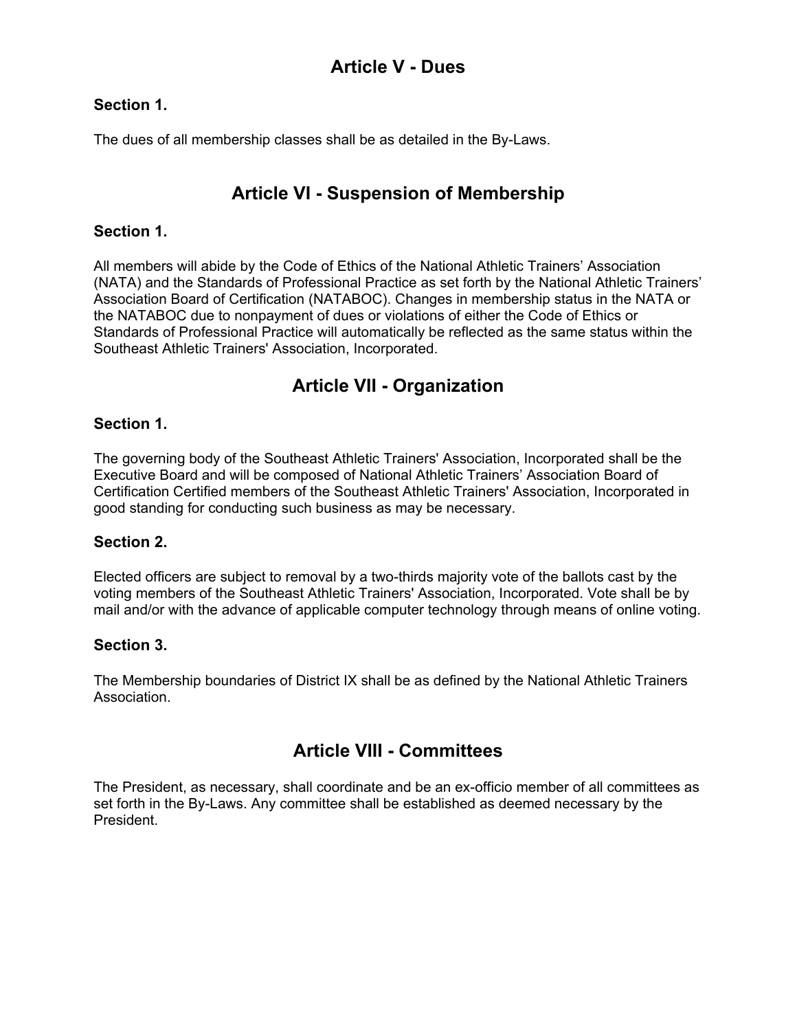## Article V - Dues

### Section 1.

The dues of all membership classes shall be as detailed in the By-Laws.

## Article VI - Suspension of Membership

### Section 1.

All members will abide by the Code of Ethics of the National Athletic Trainers' Association (NATA) and the Standards of Professional Practice as set forth by the National Athletic Trainers' Association Board of Certification (NATABOC). Changes in membership status in the NATA or the NATABOC due to nonpayment of dues or violations of either the Code of Ethics or Standards of Professional Practice will automatically be reflected as the same status within the Southeast Athletic Trainers' Association, Incorporated.

## Article VII - Organization

### Section 1.

The governing body of the Southeast Athletic Trainers' Association, Incorporated shall be the Executive Board and will be composed of National Athletic Trainers' Association Board of Certification Certified members of the Southeast Athletic Trainers' Association, Incorporated in good standing for conducting such business as may be necessary.

### Section 2.

Elected officers are subject to removal by a two-thirds majority vote of the ballots cast by the voting members of the Southeast Athletic Trainers' Association, Incorporated. Vote shall be by mail and/or with the advance of applicable computer technology through means of online voting.

### Section 3.

The Membership boundaries of District IX shall be as defined by the National Athletic Trainers Association.

## Article VIII - Committees

The President, as necessary, shall coordinate and be an ex-officio member of all committees as set forth in the By-Laws. Any committee shall be established as deemed necessary by the President.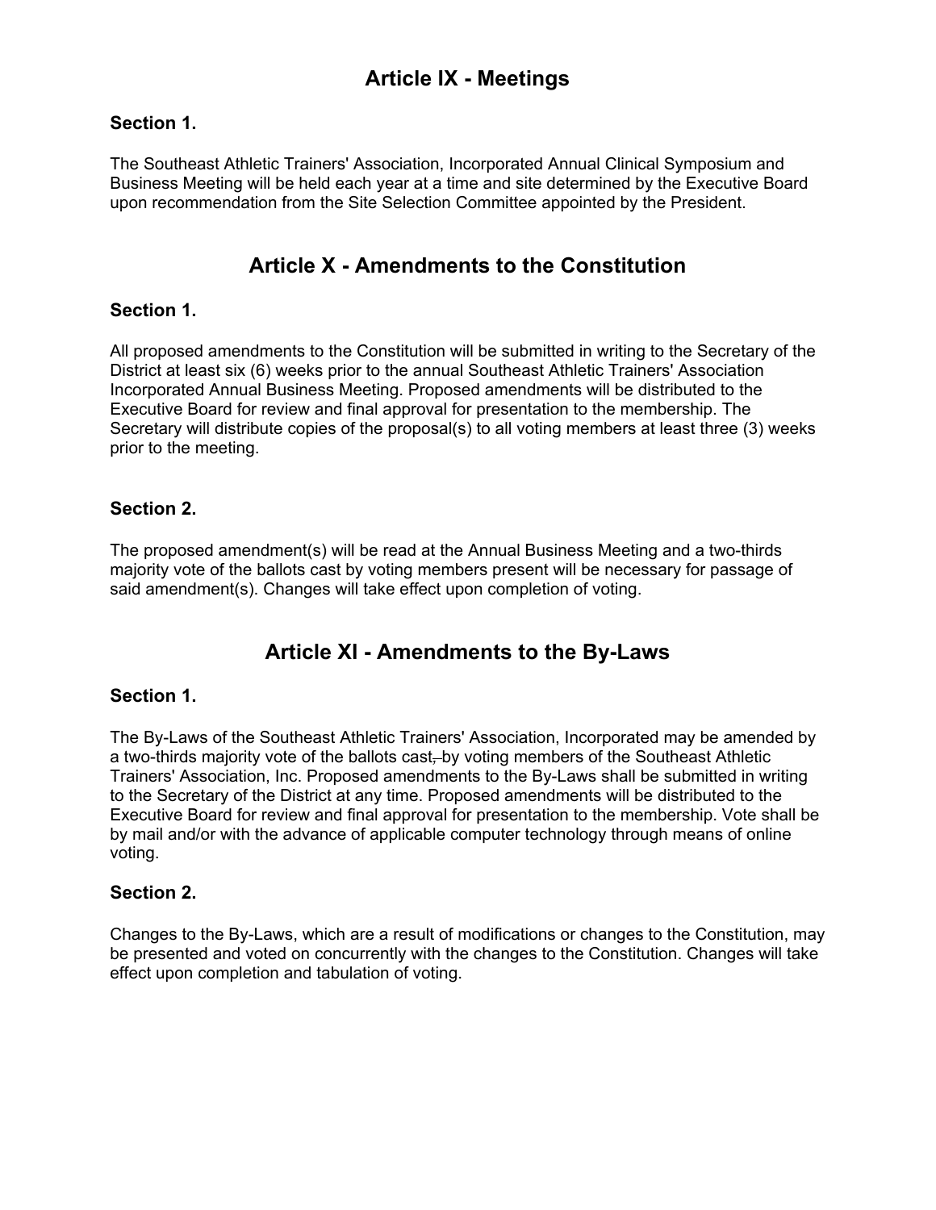## Article IX - Meetings

### Section 1.

The Southeast Athletic Trainers' Association, Incorporated Annual Clinical Symposium and Business Meeting will be held each year at a time and site determined by the Executive Board upon recommendation from the Site Selection Committee appointed by the President.

## Article X - Amendments to the Constitution

### Section 1.

All proposed amendments to the Constitution will be submitted in writing to the Secretary of the District at least six (6) weeks prior to the annual Southeast Athletic Trainers' Association Incorporated Annual Business Meeting. Proposed amendments will be distributed to the Executive Board for review and final approval for presentation to the membership. The Secretary will distribute copies of the proposal(s) to all voting members at least three (3) weeks prior to the meeting.

### Section 2.

The proposed amendment(s) will be read at the Annual Business Meeting and a two-thirds majority vote of the ballots cast by voting members present will be necessary for passage of said amendment(s). Changes will take effect upon completion of voting.

## Article XI - Amendments to the By-Laws

### Section 1.

The By-Laws of the Southeast Athletic Trainers' Association, Incorporated may be amended by a two-thirds majority vote of the ballots cast~~,~~ by voting members of the Southeast Athletic Trainers' Association, Inc. Proposed amendments to the By-Laws shall be submitted in writing to the Secretary of the District at any time. Proposed amendments will be distributed to the Executive Board for review and final approval for presentation to the membership. Vote shall be by mail and/or with the advance of applicable computer technology through means of online voting.

### Section 2.

Changes to the By-Laws, which are a result of modifications or changes to the Constitution, may be presented and voted on concurrently with the changes to the Constitution. Changes will take effect upon completion and tabulation of voting.